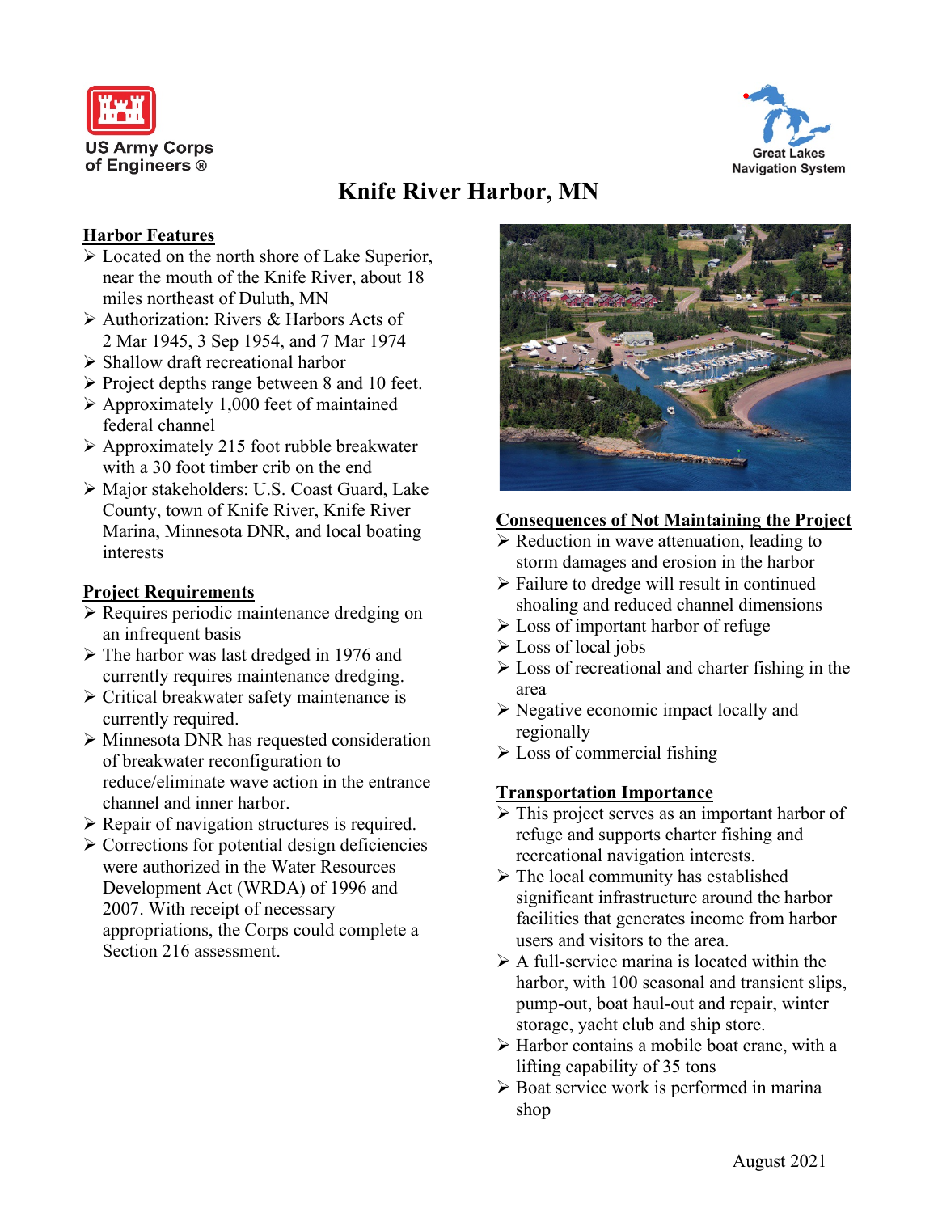US Army Corps of Engineers ®

Great Lakes Navigation System

# Knife River Harbor, MN

## Harbor Features

- Located on the north shore of Lake Superior, near the mouth of the Knife River, about 18 miles northeast of Duluth, MN
- Authorization: Rivers & Harbors Acts of 2 Mar 1945, 3 Sep 1954, and 7 Mar 1974
- Shallow draft recreational harbor
- Project depths range between 8 and 10 feet.
- Approximately 1,000 feet of maintained federal channel
- Approximately 215 foot rubble breakwater with a 30 foot timber crib on the end
- Major stakeholders: U.S. Coast Guard, Lake County, town of Knife River, Knife River Marina, Minnesota DNR, and local boating interests

## Project Requirements

- Requires periodic maintenance dredging on an infrequent basis
- The harbor was last dredged in 1976 and currently requires maintenance dredging.
- Critical breakwater safety maintenance is currently required.
- Minnesota DNR has requested consideration of breakwater reconfiguration to reduce/eliminate wave action in the entrance channel and inner harbor.
- Repair of navigation structures is required.
- Corrections for potential design deficiencies were authorized in the Water Resources Development Act (WRDA) of 1996 and 2007. With receipt of necessary appropriations, the Corps could complete a Section 216 assessment.

## Consequences of Not Maintaining the Project

- Reduction in wave attenuation, leading to storm damages and erosion in the harbor
- Failure to dredge will result in continued shoaling and reduced channel dimensions
- Loss of important harbor of refuge
- Loss of local jobs
- Loss of recreational and charter fishing in the area
- Negative economic impact locally and regionally
- Loss of commercial fishing

## Transportation Importance

- This project serves as an important harbor of refuge and supports charter fishing and recreational navigation interests.
- The local community has established significant infrastructure around the harbor facilities that generates income from harbor users and visitors to the area.
- A full-service marina is located within the harbor, with 100 seasonal and transient slips, pump-out, boat haul-out and repair, winter storage, yacht club and ship store.
- Harbor contains a mobile boat crane, with a lifting capability of 35 tons
- Boat service work is performed in marina shop

August 2021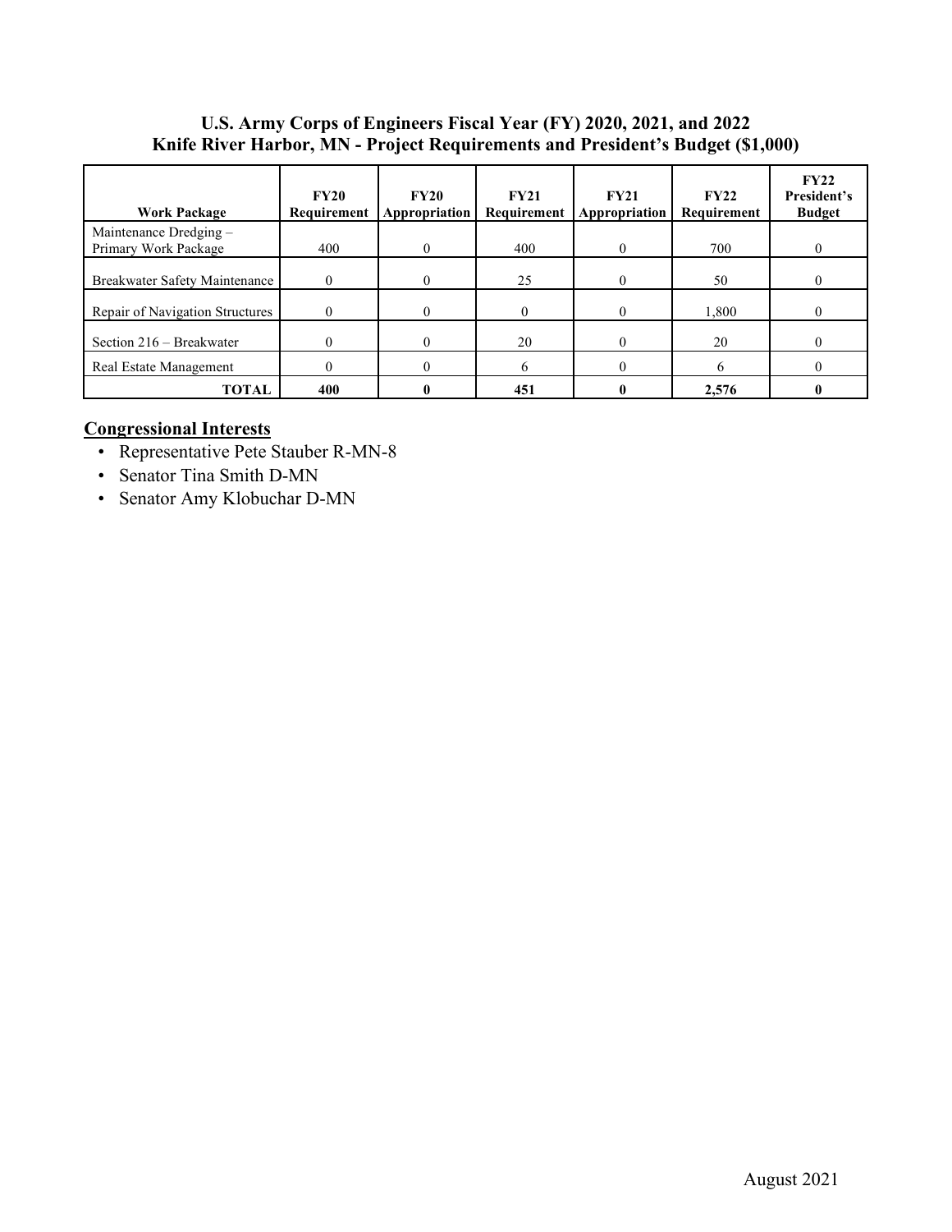**U.S. Army Corps of Engineers Fiscal Year (FY) 2020, 2021, and 2022**
**Knife River Harbor, MN - Project Requirements and President's Budget ($1,000)**

| Work Package | FY20 Requirement | FY20 Appropriation | FY21 Requirement | FY21 Appropriation | FY22 Requirement | FY22 President's Budget |
|---|---|---|---|---|---|---|
| Maintenance Dredging – Primary Work Package | 400 | 0 | 400 | 0 | 700 | 0 |
| Breakwater Safety Maintenance | 0 | 0 | 25 | 0 | 50 | 0 |
| Repair of Navigation Structures | 0 | 0 | 0 | 0 | 1,800 | 0 |
| Section 216 – Breakwater | 0 | 0 | 20 | 0 | 20 | 0 |
| Real Estate Management | 0 | 0 | 6 | 0 | 6 | 0 |
| **TOTAL** | **400** | **0** | **451** | **0** | **2,576** | **0** |

## Congressional Interests

- Representative Pete Stauber R-MN-8
- Senator Tina Smith D-MN
- Senator Amy Klobuchar D-MN

August 2021